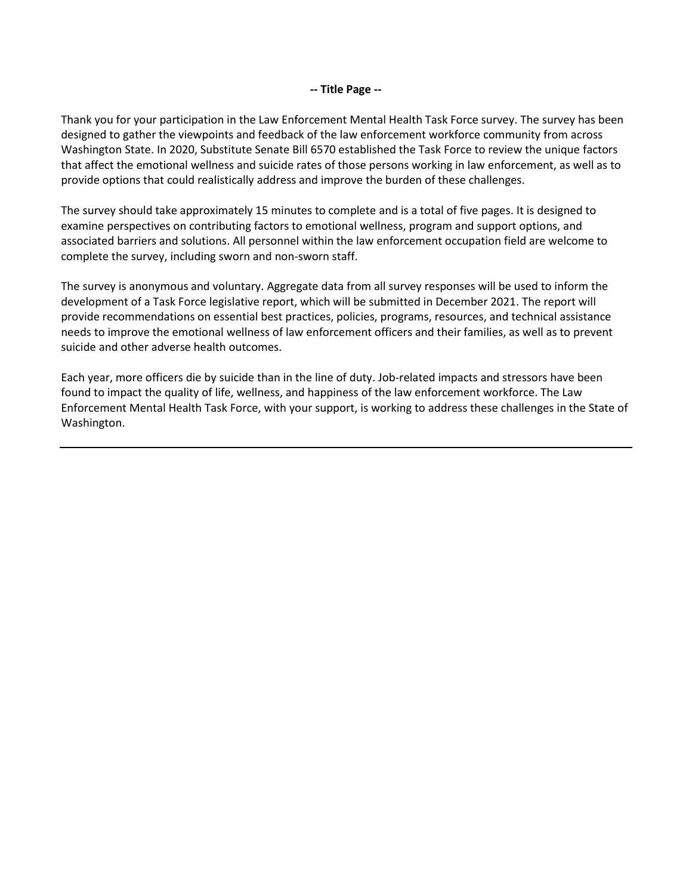**-- Title Page --**

Thank you for your participation in the Law Enforcement Mental Health Task Force survey. The survey has been designed to gather the viewpoints and feedback of the law enforcement workforce community from across Washington State. In 2020, Substitute Senate Bill 6570 established the Task Force to review the unique factors that affect the emotional wellness and suicide rates of those persons working in law enforcement, as well as to provide options that could realistically address and improve the burden of these challenges.

The survey should take approximately 15 minutes to complete and is a total of five pages. It is designed to examine perspectives on contributing factors to emotional wellness, program and support options, and associated barriers and solutions. All personnel within the law enforcement occupation field are welcome to complete the survey, including sworn and non-sworn staff.

The survey is anonymous and voluntary. Aggregate data from all survey responses will be used to inform the development of a Task Force legislative report, which will be submitted in December 2021. The report will provide recommendations on essential best practices, policies, programs, resources, and technical assistance needs to improve the emotional wellness of law enforcement officers and their families, as well as to prevent suicide and other adverse health outcomes.

Each year, more officers die by suicide than in the line of duty. Job-related impacts and stressors have been found to impact the quality of life, wellness, and happiness of the law enforcement workforce. The Law Enforcement Mental Health Task Force, with your support, is working to address these challenges in the State of Washington.

---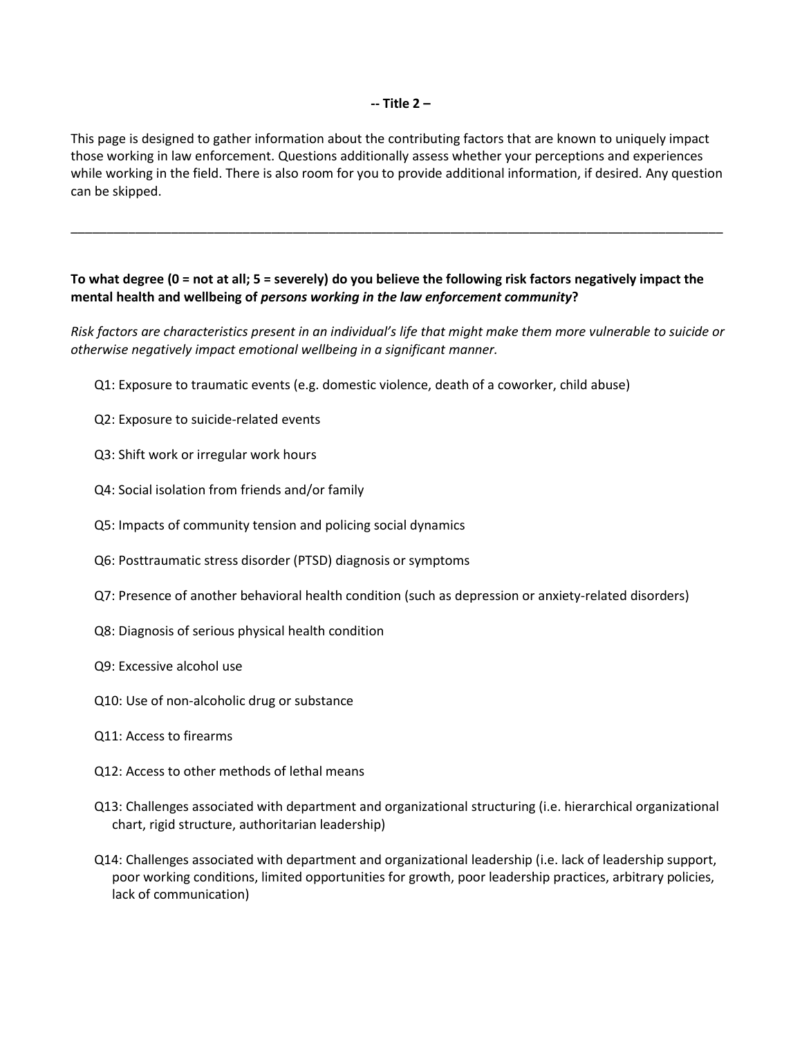**-- Title 2 –**

This page is designed to gather information about the contributing factors that are known to uniquely impact those working in law enforcement. Questions additionally assess whether your perceptions and experiences while working in the field. There is also room for you to provide additional information, if desired. Any question can be skipped.

---

**To what degree (0 = not at all; 5 = severely) do you believe the following risk factors negatively impact the mental health and wellbeing of *persons working in the law enforcement community*?**

*Risk factors are characteristics present in an individual's life that might make them more vulnerable to suicide or otherwise negatively impact emotional wellbeing in a significant manner.*

- Q1: Exposure to traumatic events (e.g. domestic violence, death of a coworker, child abuse)
- Q2: Exposure to suicide-related events
- Q3: Shift work or irregular work hours
- Q4: Social isolation from friends and/or family
- Q5: Impacts of community tension and policing social dynamics
- Q6: Posttraumatic stress disorder (PTSD) diagnosis or symptoms
- Q7: Presence of another behavioral health condition (such as depression or anxiety-related disorders)
- Q8: Diagnosis of serious physical health condition
- Q9: Excessive alcohol use
- Q10: Use of non-alcoholic drug or substance
- Q11: Access to firearms
- Q12: Access to other methods of lethal means
- Q13: Challenges associated with department and organizational structuring (i.e. hierarchical organizational chart, rigid structure, authoritarian leadership)
- Q14: Challenges associated with department and organizational leadership (i.e. lack of leadership support, poor working conditions, limited opportunities for growth, poor leadership practices, arbitrary policies, lack of communication)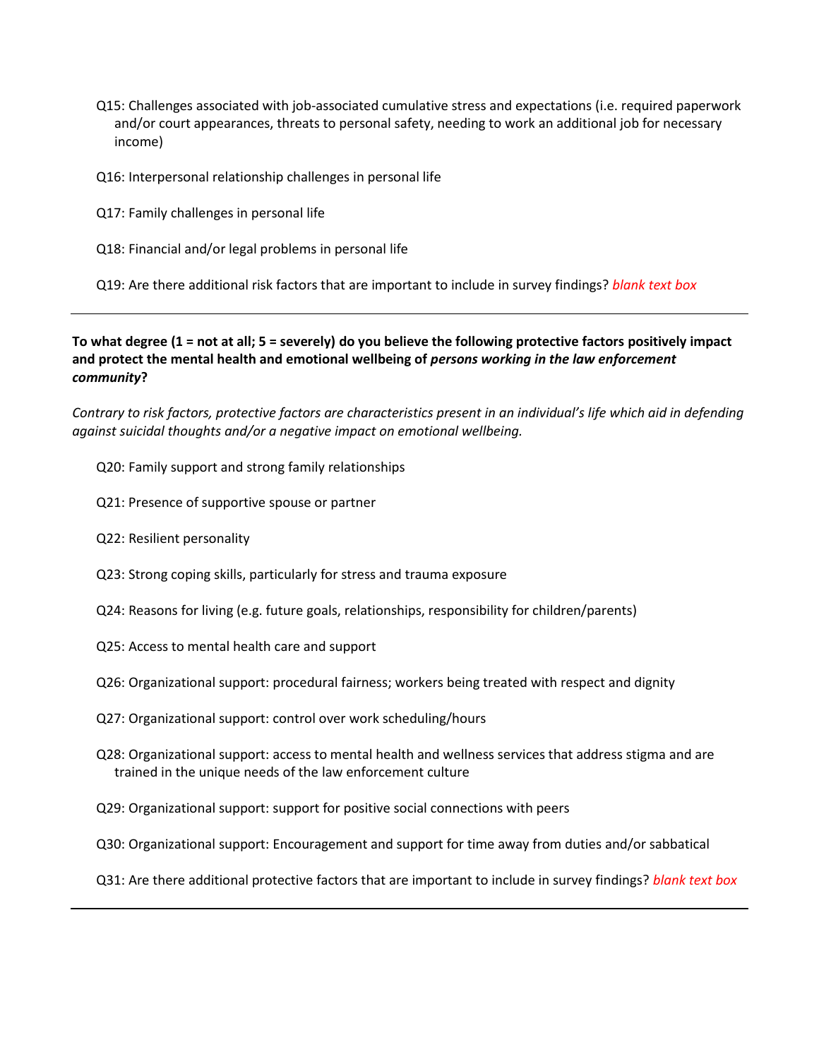Q15: Challenges associated with job-associated cumulative stress and expectations (i.e. required paperwork and/or court appearances, threats to personal safety, needing to work an additional job for necessary income)

Q16: Interpersonal relationship challenges in personal life

Q17: Family challenges in personal life

Q18: Financial and/or legal problems in personal life

Q19: Are there additional risk factors that are important to include in survey findings? *blank text box*

---

**To what degree (1 = not at all; 5 = severely) do you believe the following protective factors positively impact and protect the mental health and emotional wellbeing of *persons working in the law enforcement community*?**

*Contrary to risk factors, protective factors are characteristics present in an individual's life which aid in defending against suicidal thoughts and/or a negative impact on emotional wellbeing.*

Q20: Family support and strong family relationships

Q21: Presence of supportive spouse or partner

Q22: Resilient personality

Q23: Strong coping skills, particularly for stress and trauma exposure

Q24: Reasons for living (e.g. future goals, relationships, responsibility for children/parents)

Q25: Access to mental health care and support

Q26: Organizational support: procedural fairness; workers being treated with respect and dignity

Q27: Organizational support: control over work scheduling/hours

Q28: Organizational support: access to mental health and wellness services that address stigma and are trained in the unique needs of the law enforcement culture

Q29: Organizational support: support for positive social connections with peers

Q30: Organizational support: Encouragement and support for time away from duties and/or sabbatical

Q31: Are there additional protective factors that are important to include in survey findings? *blank text box*

---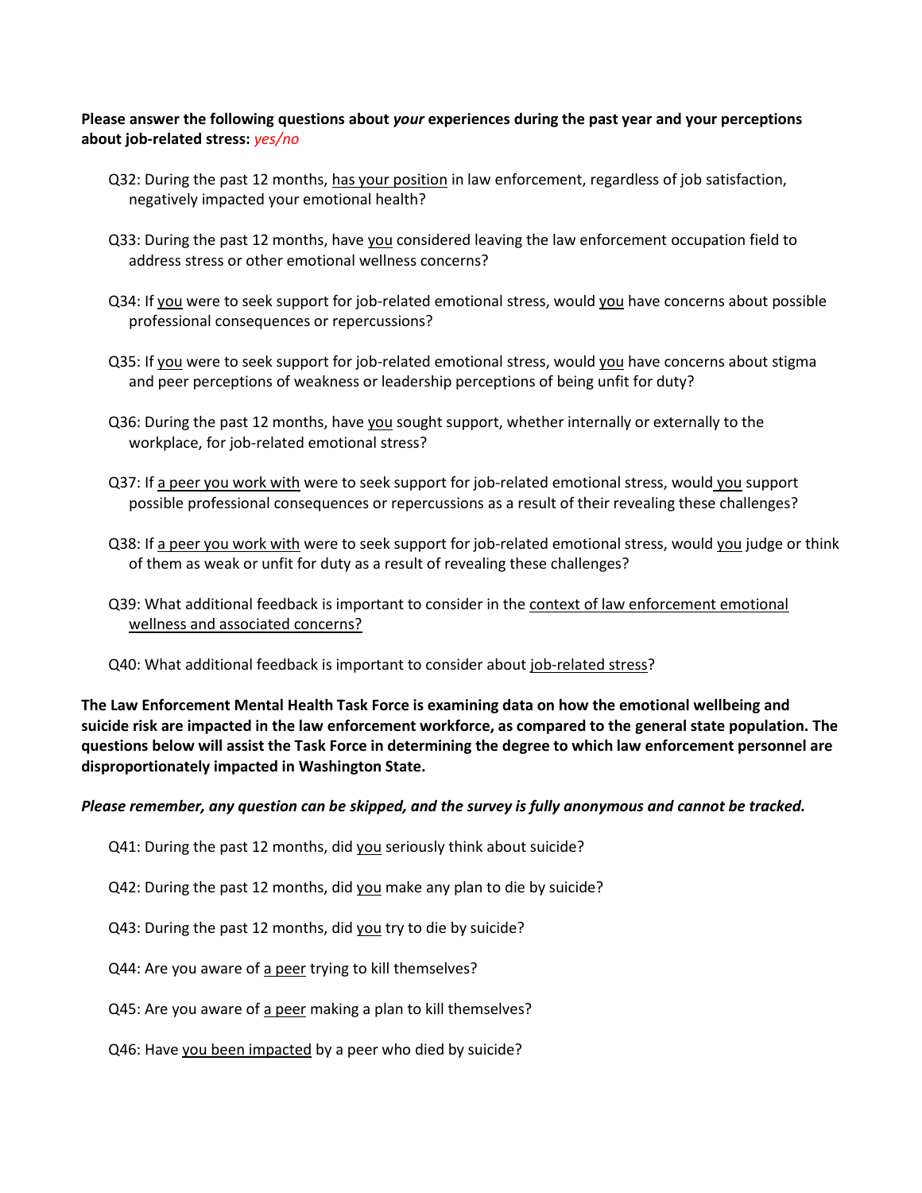**Please answer the following questions about *your* experiences during the past year and your perceptions about job-related stress:** *yes/no*

Q32: During the past 12 months, has your position in law enforcement, regardless of job satisfaction, negatively impacted your emotional health?

Q33: During the past 12 months, have you considered leaving the law enforcement occupation field to address stress or other emotional wellness concerns?

Q34: If you were to seek support for job-related emotional stress, would you have concerns about possible professional consequences or repercussions?

Q35: If you were to seek support for job-related emotional stress, would you have concerns about stigma and peer perceptions of weakness or leadership perceptions of being unfit for duty?

Q36: During the past 12 months, have you sought support, whether internally or externally to the workplace, for job-related emotional stress?

Q37: If a peer you work with were to seek support for job-related emotional stress, would you support possible professional consequences or repercussions as a result of their revealing these challenges?

Q38: If a peer you work with were to seek support for job-related emotional stress, would you judge or think of them as weak or unfit for duty as a result of revealing these challenges?

Q39: What additional feedback is important to consider in the context of law enforcement emotional wellness and associated concerns?

Q40: What additional feedback is important to consider about job-related stress?

**The Law Enforcement Mental Health Task Force is examining data on how the emotional wellbeing and suicide risk are impacted in the law enforcement workforce, as compared to the general state population. The questions below will assist the Task Force in determining the degree to which law enforcement personnel are disproportionately impacted in Washington State.**

***Please remember, any question can be skipped, and the survey is fully anonymous and cannot be tracked.***

Q41: During the past 12 months, did you seriously think about suicide?

Q42: During the past 12 months, did you make any plan to die by suicide?

Q43: During the past 12 months, did you try to die by suicide?

Q44: Are you aware of a peer trying to kill themselves?

Q45: Are you aware of a peer making a plan to kill themselves?

Q46: Have you been impacted by a peer who died by suicide?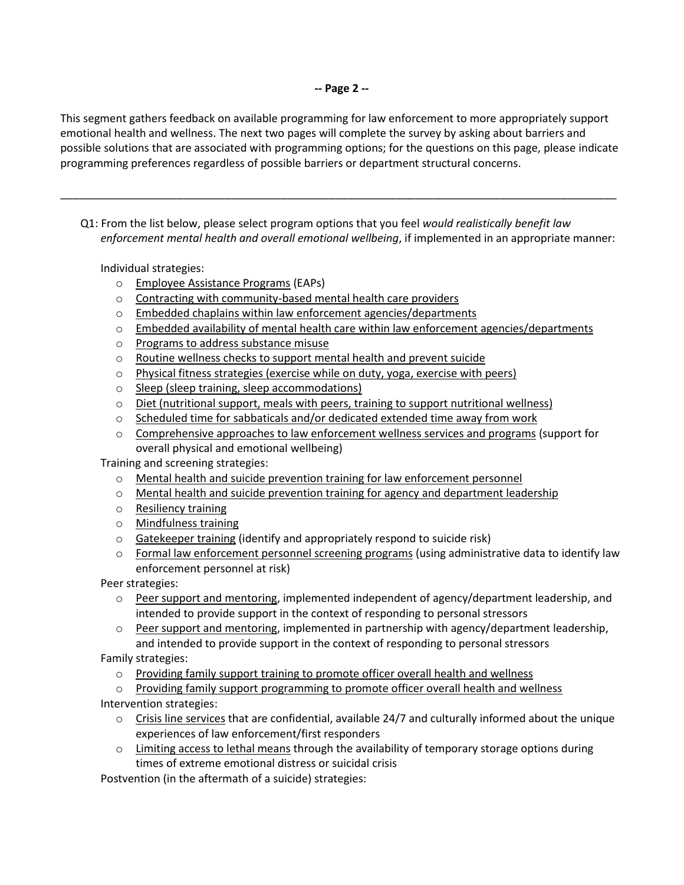**-- Page 2 --**

This segment gathers feedback on available programming for law enforcement to more appropriately support emotional health and wellness. The next two pages will complete the survey by asking about barriers and possible solutions that are associated with programming options; for the questions on this page, please indicate programming preferences regardless of possible barriers or department structural concerns.

---

Q1: From the list below, please select program options that you feel *would realistically benefit law enforcement mental health and overall emotional wellbeing*, if implemented in an appropriate manner:

Individual strategies:

- Employee Assistance Programs (EAPs)
- Contracting with community-based mental health care providers
- Embedded chaplains within law enforcement agencies/departments
- Embedded availability of mental health care within law enforcement agencies/departments
- Programs to address substance misuse
- Routine wellness checks to support mental health and prevent suicide
- Physical fitness strategies (exercise while on duty, yoga, exercise with peers)
- Sleep (sleep training, sleep accommodations)
- Diet (nutritional support, meals with peers, training to support nutritional wellness)
- Scheduled time for sabbaticals and/or dedicated extended time away from work
- Comprehensive approaches to law enforcement wellness services and programs (support for overall physical and emotional wellbeing)

Training and screening strategies:

- Mental health and suicide prevention training for law enforcement personnel
- Mental health and suicide prevention training for agency and department leadership
- Resiliency training
- Mindfulness training
- Gatekeeper training (identify and appropriately respond to suicide risk)
- Formal law enforcement personnel screening programs (using administrative data to identify law enforcement personnel at risk)

Peer strategies:

- Peer support and mentoring, implemented independent of agency/department leadership, and intended to provide support in the context of responding to personal stressors
- Peer support and mentoring, implemented in partnership with agency/department leadership, and intended to provide support in the context of responding to personal stressors

Family strategies:

- Providing family support training to promote officer overall health and wellness
- Providing family support programming to promote officer overall health and wellness

Intervention strategies:

- Crisis line services that are confidential, available 24/7 and culturally informed about the unique experiences of law enforcement/first responders
- Limiting access to lethal means through the availability of temporary storage options during times of extreme emotional distress or suicidal crisis

Postvention (in the aftermath of a suicide) strategies: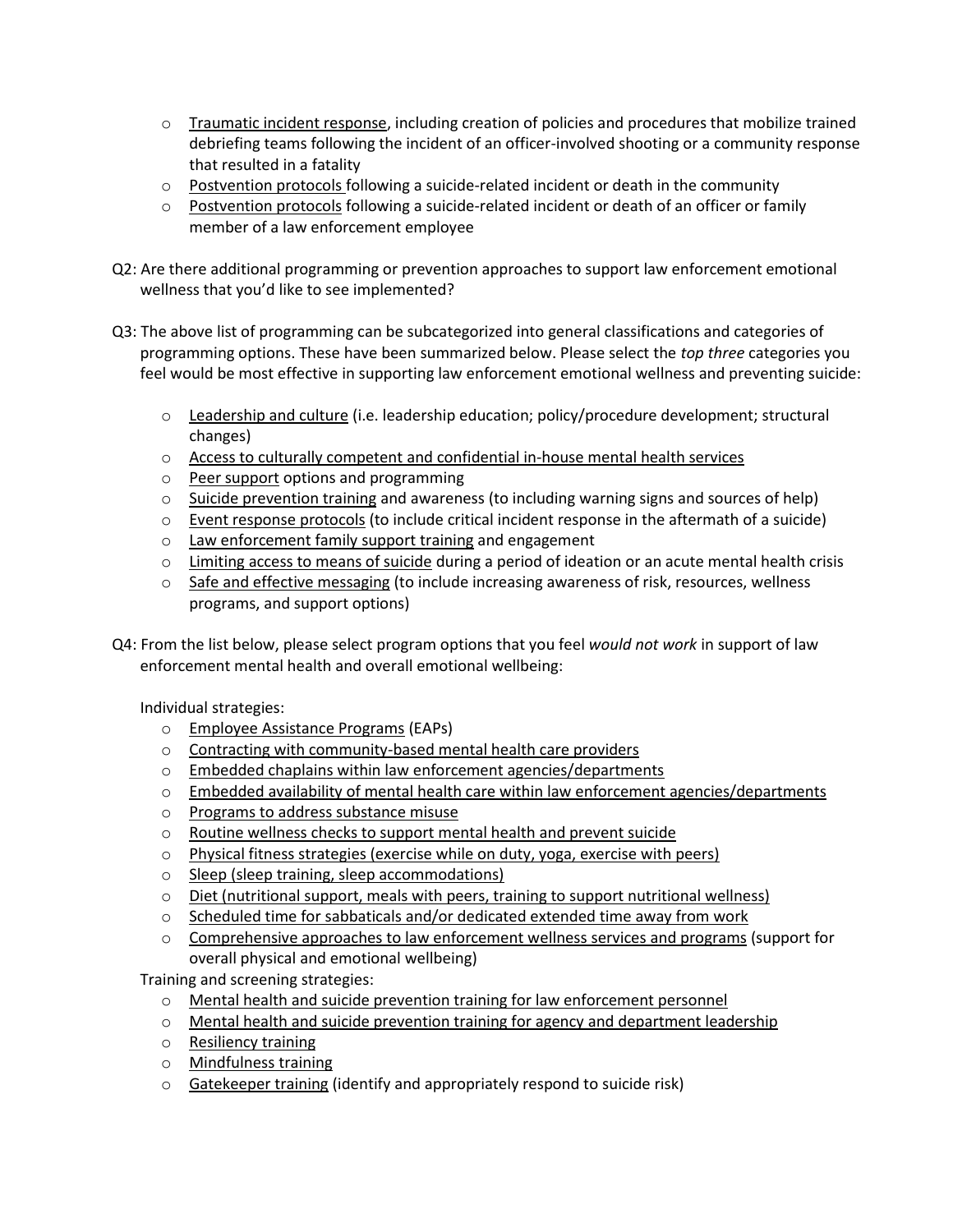- Traumatic incident response, including creation of policies and procedures that mobilize trained debriefing teams following the incident of an officer-involved shooting or a community response that resulted in a fatality
- Postvention protocols following a suicide-related incident or death in the community
- Postvention protocols following a suicide-related incident or death of an officer or family member of a law enforcement employee

Q2: Are there additional programming or prevention approaches to support law enforcement emotional wellness that you'd like to see implemented?

Q3: The above list of programming can be subcategorized into general classifications and categories of programming options. These have been summarized below. Please select the *top three* categories you feel would be most effective in supporting law enforcement emotional wellness and preventing suicide:

- Leadership and culture (i.e. leadership education; policy/procedure development; structural changes)
- Access to culturally competent and confidential in-house mental health services
- Peer support options and programming
- Suicide prevention training and awareness (to including warning signs and sources of help)
- Event response protocols (to include critical incident response in the aftermath of a suicide)
- Law enforcement family support training and engagement
- Limiting access to means of suicide during a period of ideation or an acute mental health crisis
- Safe and effective messaging (to include increasing awareness of risk, resources, wellness programs, and support options)

Q4: From the list below, please select program options that you feel *would not work* in support of law enforcement mental health and overall emotional wellbeing:

Individual strategies:

- Employee Assistance Programs (EAPs)
- Contracting with community-based mental health care providers
- Embedded chaplains within law enforcement agencies/departments
- Embedded availability of mental health care within law enforcement agencies/departments
- Programs to address substance misuse
- Routine wellness checks to support mental health and prevent suicide
- Physical fitness strategies (exercise while on duty, yoga, exercise with peers)
- Sleep (sleep training, sleep accommodations)
- Diet (nutritional support, meals with peers, training to support nutritional wellness)
- Scheduled time for sabbaticals and/or dedicated extended time away from work
- Comprehensive approaches to law enforcement wellness services and programs (support for overall physical and emotional wellbeing)

Training and screening strategies:

- Mental health and suicide prevention training for law enforcement personnel
- Mental health and suicide prevention training for agency and department leadership
- Resiliency training
- Mindfulness training
- Gatekeeper training (identify and appropriately respond to suicide risk)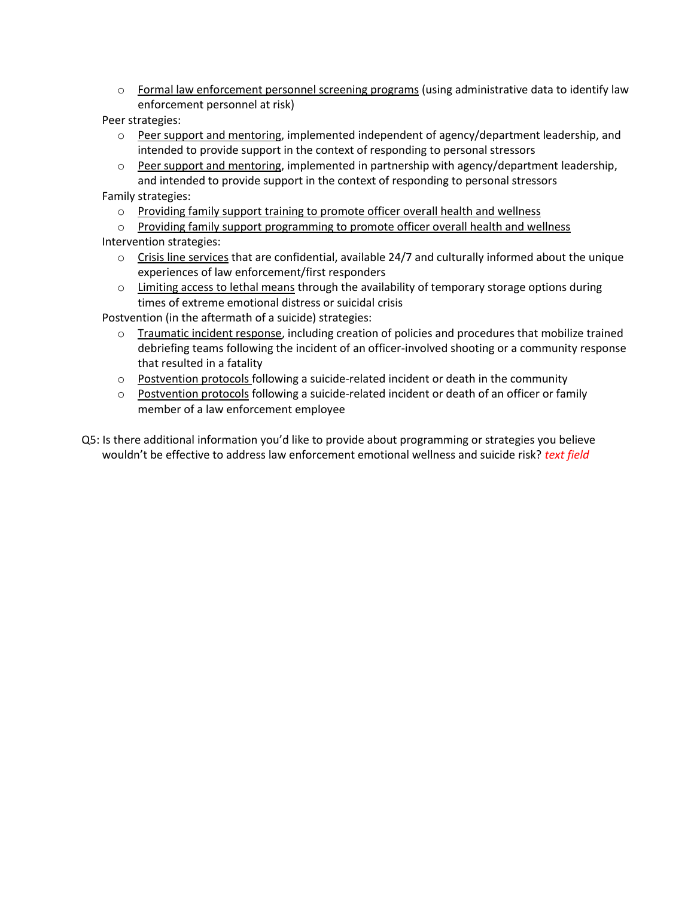- Formal law enforcement personnel screening programs (using administrative data to identify law enforcement personnel at risk)

Peer strategies:

- Peer support and mentoring, implemented independent of agency/department leadership, and intended to provide support in the context of responding to personal stressors
- Peer support and mentoring, implemented in partnership with agency/department leadership, and intended to provide support in the context of responding to personal stressors

Family strategies:

- Providing family support training to promote officer overall health and wellness
- Providing family support programming to promote officer overall health and wellness

Intervention strategies:

- Crisis line services that are confidential, available 24/7 and culturally informed about the unique experiences of law enforcement/first responders
- Limiting access to lethal means through the availability of temporary storage options during times of extreme emotional distress or suicidal crisis

Postvention (in the aftermath of a suicide) strategies:

- Traumatic incident response, including creation of policies and procedures that mobilize trained debriefing teams following the incident of an officer-involved shooting or a community response that resulted in a fatality
- Postvention protocols following a suicide-related incident or death in the community
- Postvention protocols following a suicide-related incident or death of an officer or family member of a law enforcement employee

Q5: Is there additional information you'd like to provide about programming or strategies you believe wouldn't be effective to address law enforcement emotional wellness and suicide risk? *text field*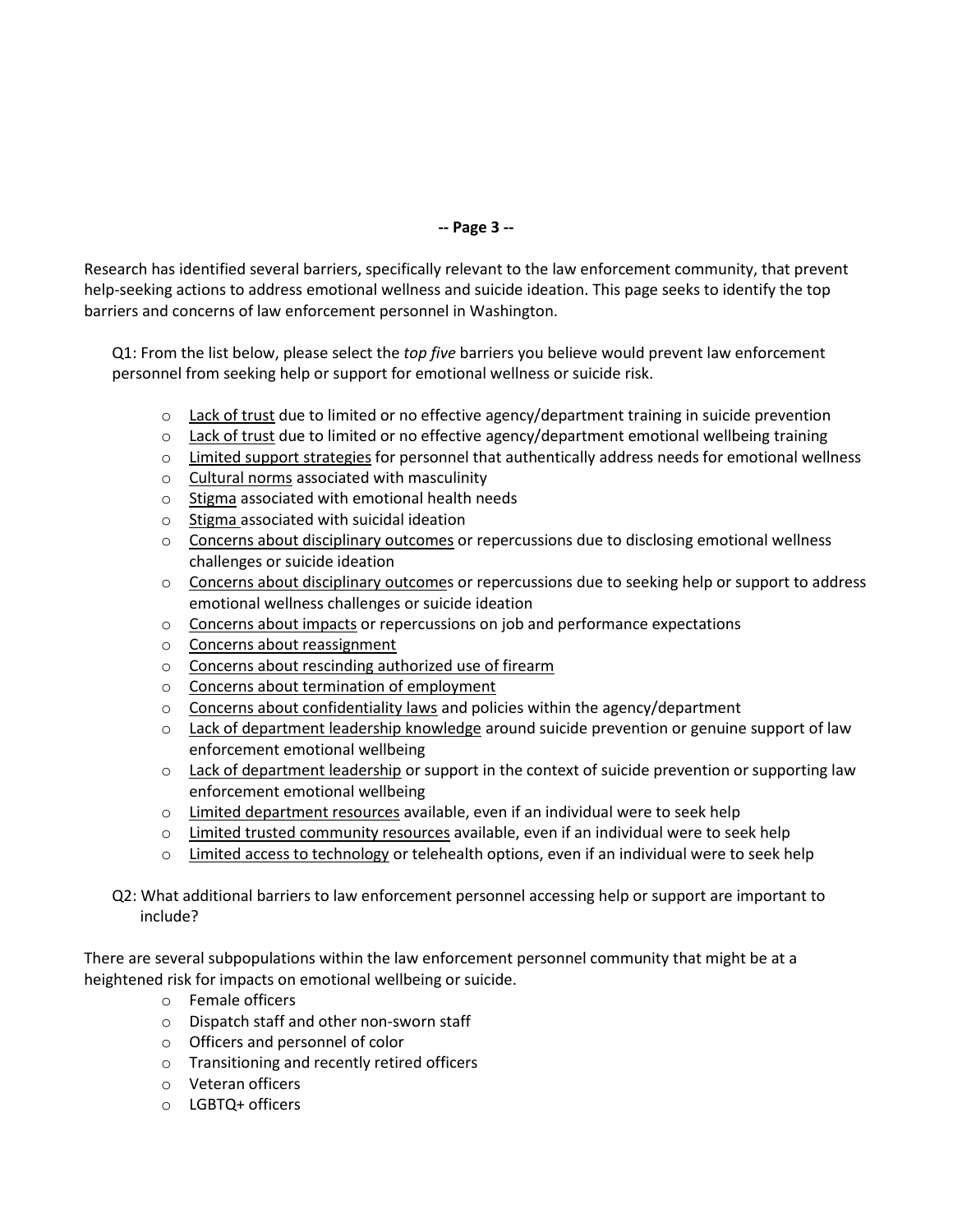**-- Page 3 --**

Research has identified several barriers, specifically relevant to the law enforcement community, that prevent help-seeking actions to address emotional wellness and suicide ideation. This page seeks to identify the top barriers and concerns of law enforcement personnel in Washington.

Q1: From the list below, please select the *top five* barriers you believe would prevent law enforcement personnel from seeking help or support for emotional wellness or suicide risk.

- Lack of trust due to limited or no effective agency/department training in suicide prevention
- Lack of trust due to limited or no effective agency/department emotional wellbeing training
- Limited support strategies for personnel that authentically address needs for emotional wellness
- Cultural norms associated with masculinity
- Stigma associated with emotional health needs
- Stigma associated with suicidal ideation
- Concerns about disciplinary outcomes or repercussions due to disclosing emotional wellness challenges or suicide ideation
- Concerns about disciplinary outcomes or repercussions due to seeking help or support to address emotional wellness challenges or suicide ideation
- Concerns about impacts or repercussions on job and performance expectations
- Concerns about reassignment
- Concerns about rescinding authorized use of firearm
- Concerns about termination of employment
- Concerns about confidentiality laws and policies within the agency/department
- Lack of department leadership knowledge around suicide prevention or genuine support of law enforcement emotional wellbeing
- Lack of department leadership or support in the context of suicide prevention or supporting law enforcement emotional wellbeing
- Limited department resources available, even if an individual were to seek help
- Limited trusted community resources available, even if an individual were to seek help
- Limited access to technology or telehealth options, even if an individual were to seek help

Q2: What additional barriers to law enforcement personnel accessing help or support are important to include?

There are several subpopulations within the law enforcement personnel community that might be at a heightened risk for impacts on emotional wellbeing or suicide.

- Female officers
- Dispatch staff and other non-sworn staff
- Officers and personnel of color
- Transitioning and recently retired officers
- Veteran officers
- LGBTQ+ officers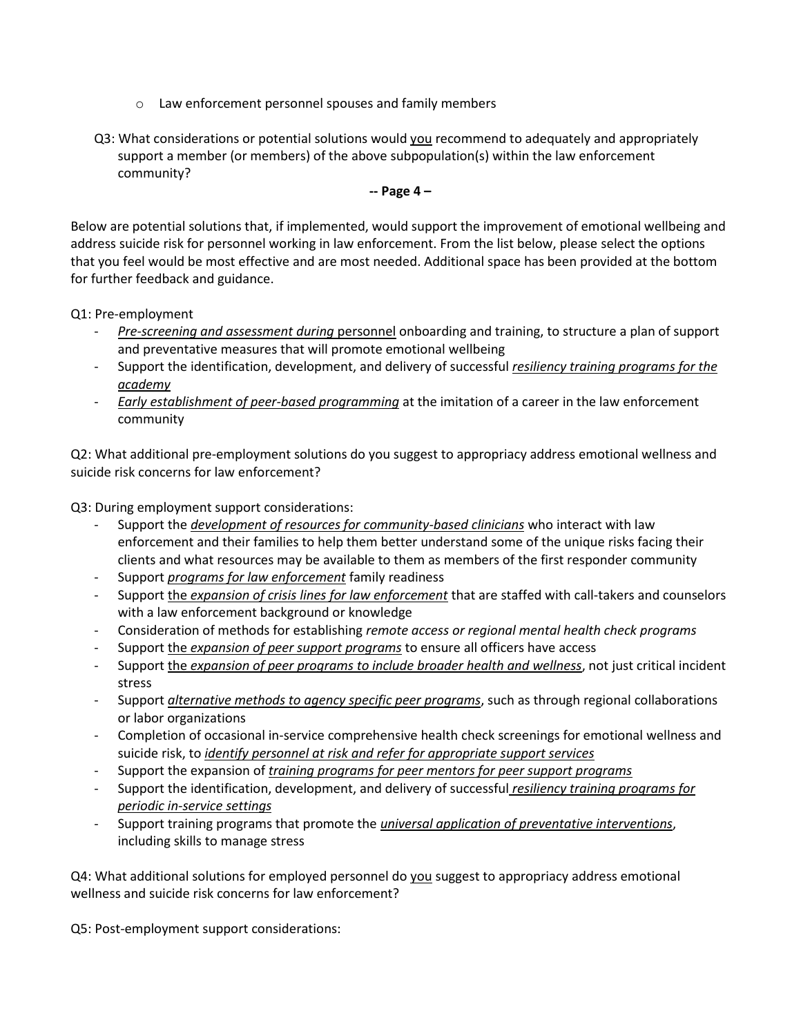- Law enforcement personnel spouses and family members

Q3: What considerations or potential solutions would <u>you</u> recommend to adequately and appropriately support a member (or members) of the above subpopulation(s) within the law enforcement community?

**-- Page 4 –**

Below are potential solutions that, if implemented, would support the improvement of emotional wellbeing and address suicide risk for personnel working in law enforcement. From the list below, please select the options that you feel would be most effective and are most needed. Additional space has been provided at the bottom for further feedback and guidance.

Q1: Pre-employment

- <u>*Pre-screening and assessment during* personnel</u> onboarding and training, to structure a plan of support and preventative measures that will promote emotional wellbeing
- Support the identification, development, and delivery of successful <u>*resiliency training programs for the academy*</u>
- <u>*Early establishment of peer-based programming*</u> at the imitation of a career in the law enforcement community

Q2: What additional pre-employment solutions do you suggest to appropriacy address emotional wellness and suicide risk concerns for law enforcement?

Q3: During employment support considerations:

- Support the <u>*development of resources for community-based clinicians*</u> who interact with law enforcement and their families to help them better understand some of the unique risks facing their clients and what resources may be available to them as members of the first responder community
- Support <u>*programs for law enforcement*</u> family readiness
- Support <u>the *expansion of crisis lines for law enforcement*</u> that are staffed with call-takers and counselors with a law enforcement background or knowledge
- Consideration of methods for establishing *remote access or regional mental health check programs*
- Support <u>the *expansion of peer support programs*</u> to ensure all officers have access
- Support <u>the *expansion of peer programs to include broader health and wellness*</u>, not just critical incident stress
- Support <u>*alternative methods to agency specific peer programs*</u>, such as through regional collaborations or labor organizations
- Completion of occasional in-service comprehensive health check screenings for emotional wellness and suicide risk, to <u>*identify personnel at risk and refer for appropriate support services*</u>
- Support the expansion of <u>*training programs for peer mentors for peer support programs*</u>
- Support the identification, development, and delivery of successful <u>*resiliency training programs for periodic in-service settings*</u>
- Support training programs that promote the <u>*universal application of preventative interventions*</u>, including skills to manage stress

Q4: What additional solutions for employed personnel do <u>you</u> suggest to appropriacy address emotional wellness and suicide risk concerns for law enforcement?

Q5: Post-employment support considerations: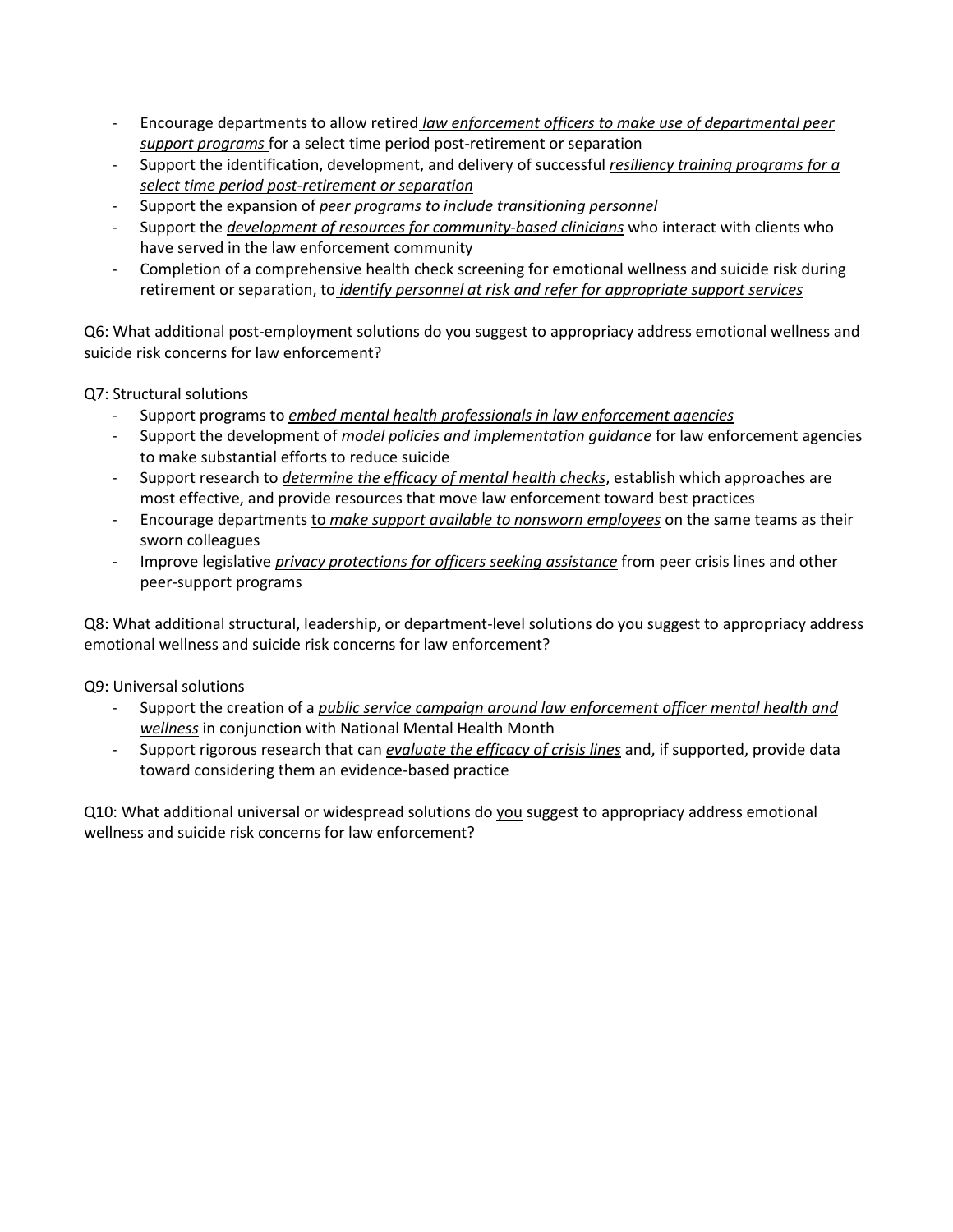- Encourage departments to allow retired *law enforcement officers to make use of departmental peer support programs* for a select time period post-retirement or separation
- Support the identification, development, and delivery of successful *resiliency training programs for a select time period post-retirement or separation*
- Support the expansion of *peer programs to include transitioning personnel*
- Support the *development of resources for community-based clinicians* who interact with clients who have served in the law enforcement community
- Completion of a comprehensive health check screening for emotional wellness and suicide risk during retirement or separation, to *identify personnel at risk and refer for appropriate support services*

Q6: What additional post-employment solutions do you suggest to appropriacy address emotional wellness and suicide risk concerns for law enforcement?

Q7: Structural solutions

- Support programs to *embed mental health professionals in law enforcement agencies*
- Support the development of *model policies and implementation guidance* for law enforcement agencies to make substantial efforts to reduce suicide
- Support research to *determine the efficacy of mental health checks*, establish which approaches are most effective, and provide resources that move law enforcement toward best practices
- Encourage departments to *make support available to nonsworn employees* on the same teams as their sworn colleagues
- Improve legislative *privacy protections for officers seeking assistance* from peer crisis lines and other peer-support programs

Q8: What additional structural, leadership, or department-level solutions do you suggest to appropriacy address emotional wellness and suicide risk concerns for law enforcement?

Q9: Universal solutions

- Support the creation of a *public service campaign around law enforcement officer mental health and wellness* in conjunction with National Mental Health Month
- Support rigorous research that can *evaluate the efficacy of crisis lines* and, if supported, provide data toward considering them an evidence-based practice

Q10: What additional universal or widespread solutions do you suggest to appropriacy address emotional wellness and suicide risk concerns for law enforcement?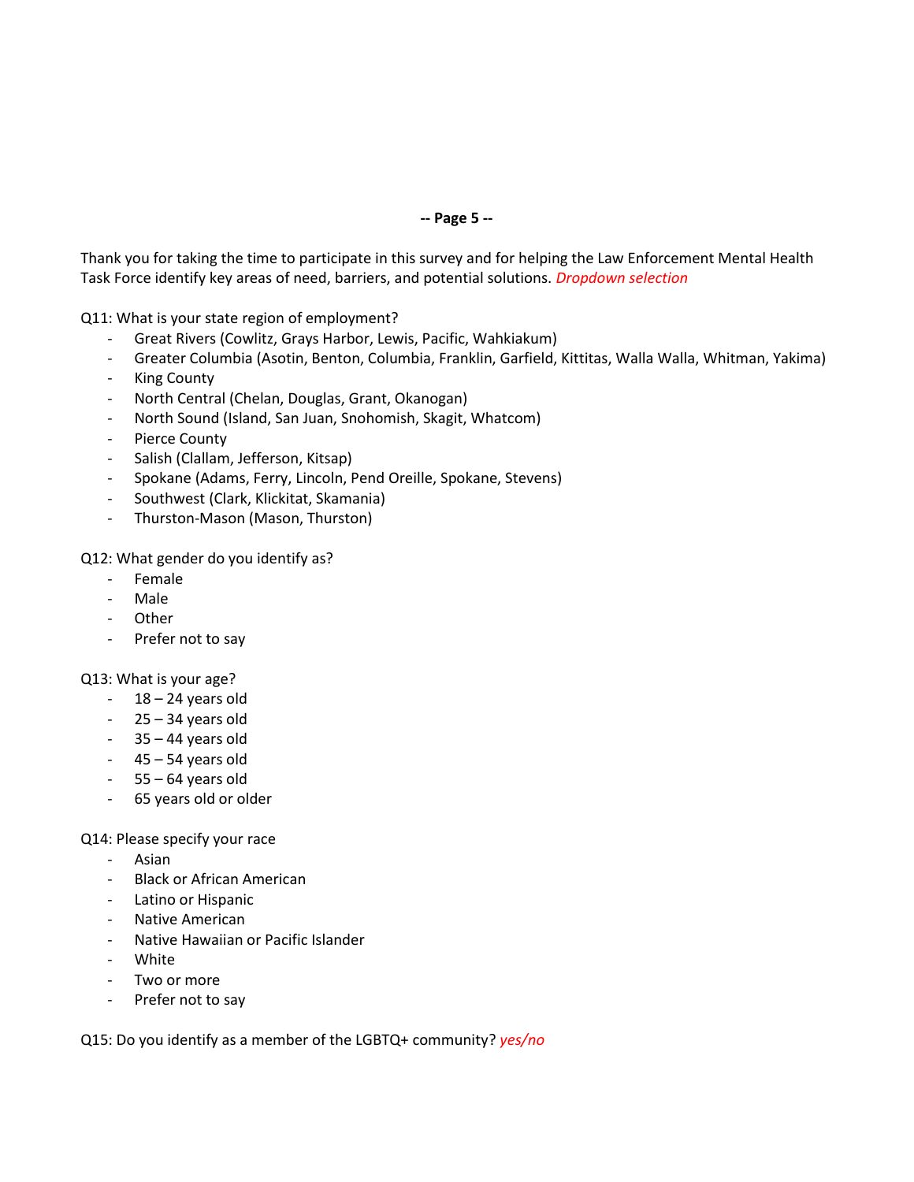**-- Page 5 --**

Thank you for taking the time to participate in this survey and for helping the Law Enforcement Mental Health Task Force identify key areas of need, barriers, and potential solutions. *Dropdown selection*

Q11: What is your state region of employment?

- Great Rivers (Cowlitz, Grays Harbor, Lewis, Pacific, Wahkiakum)
- Greater Columbia (Asotin, Benton, Columbia, Franklin, Garfield, Kittitas, Walla Walla, Whitman, Yakima)
- King County
- North Central (Chelan, Douglas, Grant, Okanogan)
- North Sound (Island, San Juan, Snohomish, Skagit, Whatcom)
- Pierce County
- Salish (Clallam, Jefferson, Kitsap)
- Spokane (Adams, Ferry, Lincoln, Pend Oreille, Spokane, Stevens)
- Southwest (Clark, Klickitat, Skamania)
- Thurston-Mason (Mason, Thurston)

Q12: What gender do you identify as?

- Female
- Male
- Other
- Prefer not to say

Q13: What is your age?

- 18 – 24 years old
- 25 – 34 years old
- 35 – 44 years old
- 45 – 54 years old
- 55 – 64 years old
- 65 years old or older

Q14: Please specify your race

- Asian
- Black or African American
- Latino or Hispanic
- Native American
- Native Hawaiian or Pacific Islander
- White
- Two or more
- Prefer not to say

Q15: Do you identify as a member of the LGBTQ+ community? *yes/no*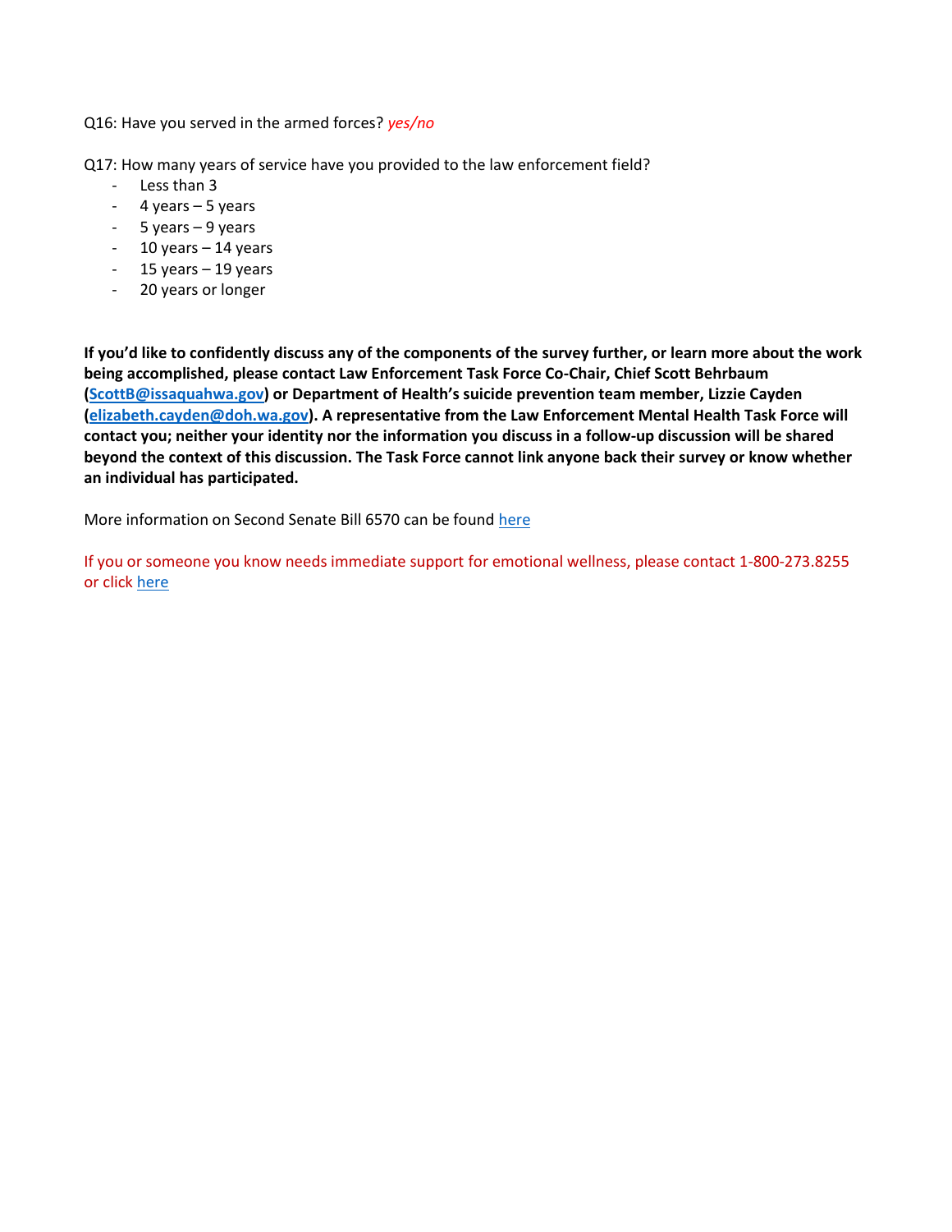Q16: Have you served in the armed forces? *yes/no*

Q17: How many years of service have you provided to the law enforcement field?
- Less than 3
- 4 years – 5 years
- 5 years – 9 years
- 10 years – 14 years
- 15 years – 19 years
- 20 years or longer

**If you'd like to confidently discuss any of the components of the survey further, or learn more about the work being accomplished, please contact Law Enforcement Task Force Co-Chair, Chief Scott Behrbaum (ScottB@issaquahwa.gov) or Department of Health's suicide prevention team member, Lizzie Cayden (elizabeth.cayden@doh.wa.gov). A representative from the Law Enforcement Mental Health Task Force will contact you; neither your identity nor the information you discuss in a follow-up discussion will be shared beyond the context of this discussion. The Task Force cannot link anyone back their survey or know whether an individual has participated.**

More information on Second Senate Bill 6570 can be found here

If you or someone you know needs immediate support for emotional wellness, please contact 1-800-273.8255 or click here